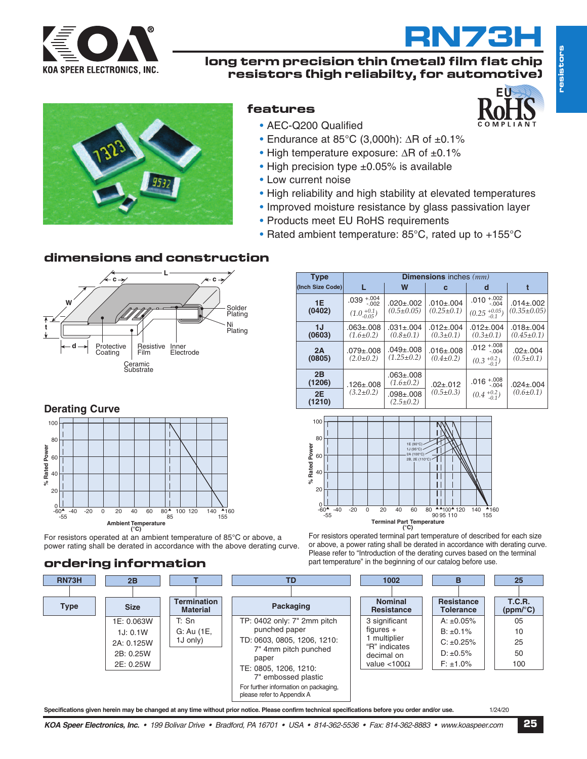# RN73H

## long term precision thin (metal) film flat chip resistors (high reliabilty, for automotive)

### features

- AEC-Q200 Qualified
- Endurance at 85°C (3,000h): ΔR of ±0.1%
- High temperature exposure: ΔR of ±0.1%
- High precision type ±0.05% is available
- Low current noise
- High reliability and high stability at elevated temperatures
- Improved moisture resistance by glass passivation layer
- Products meet EU RoHS requirements
- Rated ambient temperature: 85°C, rated up to +155°C

### dimensions and construction

| Type (Inch Size Code) | Dimensions inches (mm) | | | | |
|---|---|---|---|---|---|
| | L | W | c | d | t |
| 1E (0402) | .039 +.004/-.002 (1.0 +0.1/-0.05) | .020±.002 (0.5±0.05) | .010±.004 (0.25±0.1) | .010 +.002/-.004 (0.25 +0.05/-0.1) | .014±.002 (0.35±0.05) |
| 1J (0603) | .063±.008 (1.6±0.2) | .031±.004 (0.8±0.1) | .012±.004 (0.3±0.1) | .012±.004 (0.3±0.1) | .018±.004 (0.45±0.1) |
| 2A (0805) | .079±.008 (2.0±0.2) | .049±.008 (1.25±0.2) | .016±.008 (0.4±0.2) | .012 +.008/-.004 (0.3 +0.2/-0.1) | .02±.004 (0.5±0.1) |
| 2B (1206) | .126±.008 (3.2±0.2) | .063±.008 (1.6±0.2) | .02±.012 (0.5±0.3) | .016 +.008/-.004 (0.4 +0.2/-0.1) | .024±.004 (0.6±0.1) |
| 2E (1210) | .126±.008 (3.2±0.2) | .098±.008 (2.5±0.2) | .02±.012 (0.5±0.3) | .016 +.008/-.004 (0.4 +0.2/-0.1) | .024±.004 (0.6±0.1) |

### Derating Curve

For resistors operated at an ambient temperature of 85°C or above, a power rating shall be derated in accordance with the above derating curve.

For resistors operated terminal part temperature of described for each size or above, a power rating shall be derated in accordance with derating curve. Please refer to "Introduction of the derating curves based on the terminal part temperature" in the beginning of our catalog before use.

### ordering information

| RN73H | 2B | T | TD | 1002 | B | 25 |
|---|---|---|---|---|---|---|
| Type | Size | Termination Material | Packaging | Nominal Resistance | Resistance Tolerance | T.C.R. (ppm/°C) |
| | 1E: 0.063W<br>1J: 0.1W<br>2A: 0.125W<br>2B: 0.25W<br>2E: 0.25W | T: Sn<br>G: Au (1E, 1J only) | TP: 0402 only: 7" 2mm pitch punched paper<br>TD: 0603, 0805, 1206, 1210: 7" 4mm pitch punched paper<br>TE: 0805, 1206, 1210: 7" embossed plastic<br>For further information on packaging, please refer to Appendix A | 3 significant figures + 1 multiplier "R" indicates decimal on value <100Ω | A: ±0.05%<br>B: ±0.1%<br>C: ±0.25%<br>D: ±0.5%<br>F: ±1.0% | 05<br>10<br>25<br>50<br>100 |

Specifications given herein may be changed at any time without prior notice. Please confirm technical specifications before you order and/or use.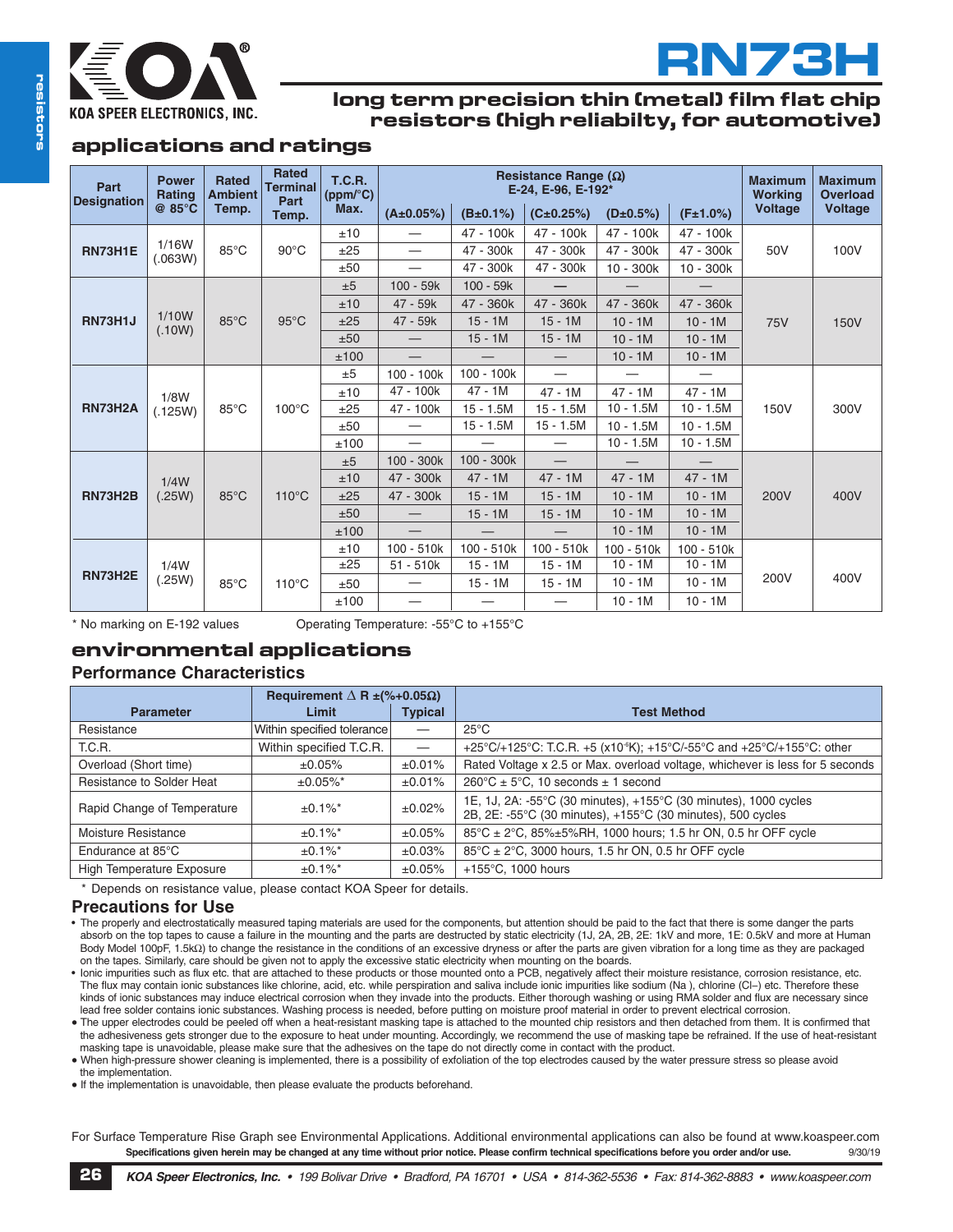# RN73H

## long term precision thin (metal) film flat chip resistors (high reliabilty, for automotive)

## applications and ratings

| Part Designation | Power Rating @ 85°C | Rated Ambient Temp. | Rated Terminal Part Temp. | T.C.R. (ppm/°C) Max. | Resistance Range (Ω) E-24, E-96, E-192* | | | | | Maximum Working Voltage | Maximum Overload Voltage |
|---|---|---|---|---|---|---|---|---|---|---|---|
| | | | | | (A±0.05%) | (B±0.1%) | (C±0.25%) | (D±0.5%) | (F±1.0%) | | |
| RN73H1E | 1/16W (.063W) | 85°C | 90°C | ±10 | — | 47 - 100k | 47 - 100k | 47 - 100k | 47 - 100k | 50V | 100V |
| | | | | ±25 | — | 47 - 300k | 47 - 300k | 47 - 300k | 47 - 300k | | |
| | | | | ±50 | — | 47 - 300k | 47 - 300k | 10 - 300k | 10 - 300k | | |
| RN73H1J | 1/10W (.10W) | 85°C | 95°C | ±5 | 100 - 59k | 100 - 59k | — | — | — | 75V | 150V |
| | | | | ±10 | 47 - 59k | 47 - 360k | 47 - 360k | 47 - 360k | 47 - 360k | | |
| | | | | ±25 | 47 - 59k | 15 - 1M | 15 - 1M | 10 - 1M | 10 - 1M | | |
| | | | | ±50 | — | 15 - 1M | 15 - 1M | 10 - 1M | 10 - 1M | | |
| | | | | ±100 | — | — | — | 10 - 1M | 10 - 1M | | |
| RN73H2A | 1/8W (.125W) | 85°C | 100°C | ±5 | 100 - 100k | 100 - 100k | — | — | — | 150V | 300V |
| | | | | ±10 | 47 - 100k | 47 - 1M | 47 - 1M | 47 - 1M | 47 - 1M | | |
| | | | | ±25 | 47 - 100k | 15 - 1.5M | 15 - 1.5M | 10 - 1.5M | 10 - 1.5M | | |
| | | | | ±50 | — | 15 - 1.5M | 15 - 1.5M | 10 - 1.5M | 10 - 1.5M | | |
| | | | | ±100 | — | — | — | 10 - 1.5M | 10 - 1.5M | | |
| RN73H2B | 1/4W (.25W) | 85°C | 110°C | ±5 | 100 - 300k | 100 - 300k | — | — | — | 200V | 400V |
| | | | | ±10 | 47 - 300k | 47 - 1M | 47 - 1M | 47 - 1M | 47 - 1M | | |
| | | | | ±25 | 47 - 300k | 15 - 1M | 15 - 1M | 10 - 1M | 10 - 1M | | |
| | | | | ±50 | — | 15 - 1M | 15 - 1M | 10 - 1M | 10 - 1M | | |
| | | | | ±100 | — | — | — | 10 - 1M | 10 - 1M | | |
| RN73H2E | 1/4W (.25W) | 85°C | 110°C | ±10 | 100 - 510k | 100 - 510k | 100 - 510k | 100 - 510k | 100 - 510k | 200V | 400V |
| | | | | ±25 | 51 - 510k | 15 - 1M | 15 - 1M | 10 - 1M | 10 - 1M | | |
| | | | | ±50 | — | 15 - 1M | 15 - 1M | 10 - 1M | 10 - 1M | | |
| | | | | ±100 | — | — | — | 10 - 1M | 10 - 1M | | |

* No marking on E-192 values

Operating Temperature: -55°C to +155°C

## environmental applications

### Performance Characteristics

| Parameter | Requirement Δ R ±(%+0.05Ω) Limit | Typical | Test Method |
|---|---|---|---|
| Resistance | Within specified tolerance | — | 25°C |
| T.C.R. | Within specified T.C.R. | — | +25°C/+125°C: T.C.R. +5 (x10⁻⁶K); +15°C/-55°C and +25°C/+155°C: other |
| Overload (Short time) | ±0.05% | ±0.01% | Rated Voltage x 2.5 or Max. overload voltage, whichever is less for 5 seconds |
| Resistance to Solder Heat | ±0.05%* | ±0.01% | 260°C ± 5°C, 10 seconds ± 1 second |
| Rapid Change of Temperature | ±0.1%* | ±0.02% | 1E, 1J, 2A: -55°C (30 minutes), +155°C (30 minutes), 1000 cycles<br>2B, 2E: -55°C (30 minutes), +155°C (30 minutes), 500 cycles |
| Moisture Resistance | ±0.1%* | ±0.05% | 85°C ± 2°C, 85%±5%RH, 1000 hours; 1.5 hr ON, 0.5 hr OFF cycle |
| Endurance at 85°C | ±0.1%* | ±0.03% | 85°C ± 2°C, 3000 hours, 1.5 hr ON, 0.5 hr OFF cycle |
| High Temperature Exposure | ±0.1%* | ±0.05% | +155°C, 1000 hours |

* Depends on resistance value, please contact KOA Speer for details.

### Precautions for Use

- The properly and electrostatically measured taping materials are used for the components, but attention should be paid to the fact that there is some danger the parts absorb on the top tapes to cause a failure in the mounting and the parts are destructed by static electricity (1J, 2A, 2B, 2E: 1kV and more, 1E: 0.5kV and more at Human Body Model 100pF, 1.5kΩ) to change the resistance in the conditions of an excessive dryness or after the parts are given vibration for a long time as they are packaged on the tapes. Similarly, care should be given not to apply the excessive static electricity when mounting on the boards.
- Ionic impurities such as flux etc. that are attached to these products or those mounted onto a PCB, negatively affect their moisture resistance, corrosion resistance, etc. The flux may contain ionic substances like chlorine, acid, etc. while perspiration and saliva include ionic impurities like sodium (Na ), chlorine (Cl–) etc. Therefore these kinds of ionic substances may induce electrical corrosion when they invade into the products. Either thorough washing or using RMA solder and flux are necessary since lead free solder contains ionic substances. Washing process is needed, before putting on moisture proof material in order to prevent electrical corrosion.
- The upper electrodes could be peeled off when a heat-resistant masking tape is attached to the mounted chip resistors and then detached from them. It is confirmed that the adhesiveness gets stronger due to the exposure to heat under mounting. Accordingly, we recommend the use of masking tape be refrained. If the use of heat-resistant masking tape is unavoidable, please make sure that the adhesives on the tape do not directly come in contact with the product.
- When high-pressure shower cleaning is implemented, there is a possibility of exfoliation of the top electrodes caused by the water pressure stress so please avoid the implementation.
- If the implementation is unavoidable, then please evaluate the products beforehand.

For Surface Temperature Rise Graph see Environmental Applications. Additional environmental applications can also be found at www.koaspeer.com

**Specifications given herein may be changed at any time without prior notice. Please confirm technical specifications before you order and/or use.** 9/30/19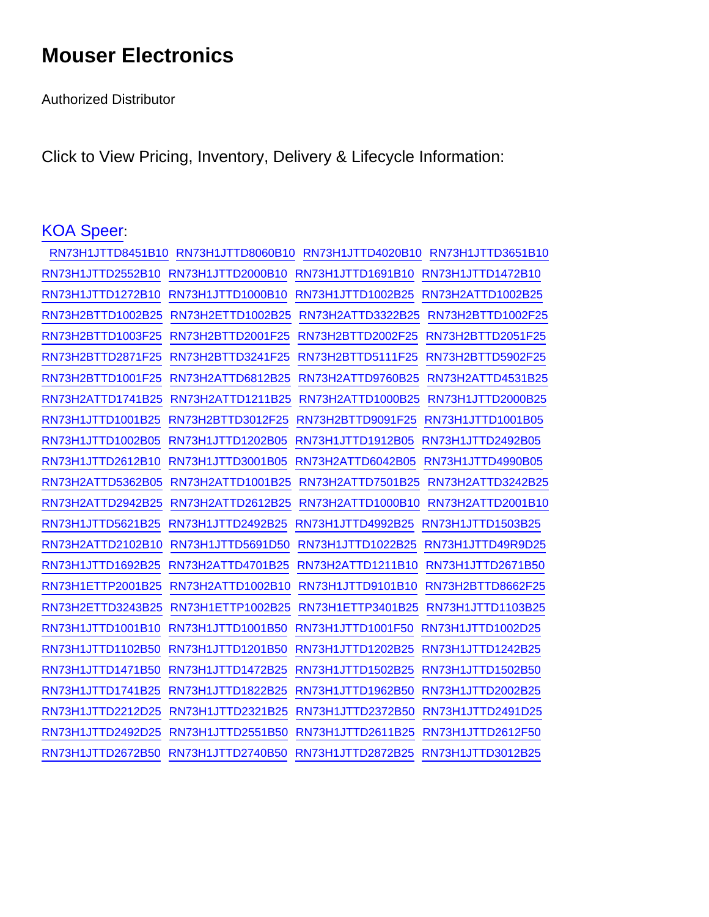# Mouser Electronics

Authorized Distributor

Click to View Pricing, Inventory, Delivery & Lifecycle Information:

KOA Speer:

RN73H1JTTD8451B10 RN73H1JTTD8060B10 RN73H1JTTD4020B10 RN73H1JTTD3651B10 RN73H1JTTD2552B10 RN73H1JTTD2000B10 RN73H1JTTD1691B10 RN73H1JTTD1472B10 RN73H1JTTD1272B10 RN73H1JTTD1000B10 RN73H1JTTD1002B25 RN73H2ATTD1002B25 RN73H2BTTD1002B25 RN73H2ETTD1002B25 RN73H2ATTD3322B25 RN73H2BTTD1002F25 RN73H2BTTD1003F25 RN73H2BTTD2001F25 RN73H2BTTD2002F25 RN73H2BTTD2051F25 RN73H2BTTD2871F25 RN73H2BTTD3241F25 RN73H2BTTD5111F25 RN73H2BTTD5902F25 RN73H2BTTD1001F25 RN73H2ATTD6812B25 RN73H2ATTD9760B25 RN73H2ATTD4531B25 RN73H2ATTD1741B25 RN73H2ATTD1211B25 RN73H2ATTD1000B25 RN73H1JTTD2000B25 RN73H1JTTD1001B25 RN73H2BTTD3012F25 RN73H2BTTD9091F25 RN73H1JTTD1001B05 RN73H1JTTD1002B05 RN73H1JTTD1202B05 RN73H1JTTD1912B05 RN73H1JTTD2492B05 RN73H1JTTD2612B10 RN73H1JTTD3001B05 RN73H2ATTD6042B05 RN73H1JTTD4990B05 RN73H2ATTD5362B05 RN73H2ATTD1001B25 RN73H2ATTD7501B25 RN73H2ATTD3242B25 RN73H2ATTD2942B25 RN73H2ATTD2612B25 RN73H2ATTD1000B10 RN73H2ATTD2001B10 RN73H1JTTD5621B25 RN73H1JTTD2492B25 RN73H1JTTD4992B25 RN73H1JTTD1503B25 RN73H2ATTD2102B10 RN73H1JTTD5691D50 RN73H1JTTD1022B25 RN73H1JTTD49R9D25 RN73H1JTTD1692B25 RN73H2ATTD4701B25 RN73H2ATTD1211B10 RN73H1JTTD2671B50 RN73H1ETTP2001B25 RN73H2ATTD1002B10 RN73H1JTTD9101B10 RN73H2BTTD8662F25 RN73H2ETTD3243B25 RN73H1ETTP1002B25 RN73H1ETTP3401B25 RN73H1JTTD1103B25 RN73H1JTTD1001B10 RN73H1JTTD1001B50 RN73H1JTTD1001F50 RN73H1JTTD1002D25 RN73H1JTTD1102B50 RN73H1JTTD1201B50 RN73H1JTTD1202B25 RN73H1JTTD1242B25 RN73H1JTTD1471B50 RN73H1JTTD1472B25 RN73H1JTTD1502B25 RN73H1JTTD1502B50 RN73H1JTTD1741B25 RN73H1JTTD1822B25 RN73H1JTTD1962B50 RN73H1JTTD2002B25 RN73H1JTTD2212D25 RN73H1JTTD2321B25 RN73H1JTTD2372B50 RN73H1JTTD2491D25 RN73H1JTTD2492D25 RN73H1JTTD2551B50 RN73H1JTTD2611B25 RN73H1JTTD2612F50 RN73H1JTTD2672B50 RN73H1JTTD2740B50 RN73H1JTTD2872B25 RN73H1JTTD3012B25